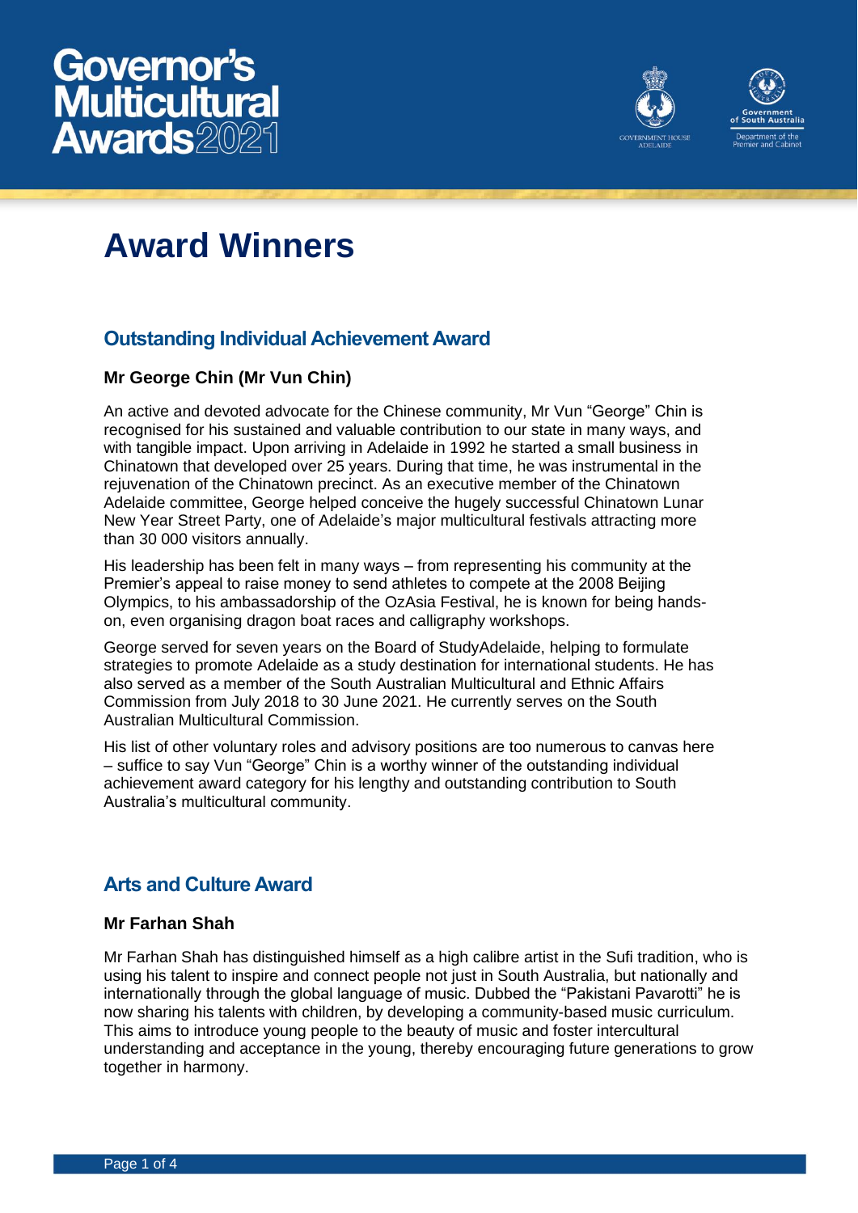# Governor's Multicultural Awards 2021

## Award Winners

### Outstanding Individual Achievement Award

**Mr George Chin (Mr Vun Chin)**

An active and devoted advocate for the Chinese community, Mr Vun "George" Chin is recognised for his sustained and valuable contribution to our state in many ways, and with tangible impact. Upon arriving in Adelaide in 1992 he started a small business in Chinatown that developed over 25 years. During that time, he was instrumental in the rejuvenation of the Chinatown precinct. As an executive member of the Chinatown Adelaide committee, George helped conceive the hugely successful Chinatown Lunar New Year Street Party, one of Adelaide's major multicultural festivals attracting more than 30 000 visitors annually.

His leadership has been felt in many ways – from representing his community at the Premier's appeal to raise money to send athletes to compete at the 2008 Beijing Olympics, to his ambassadorship of the OzAsia Festival, he is known for being hands-on, even organising dragon boat races and calligraphy workshops.

George served for seven years on the Board of StudyAdelaide, helping to formulate strategies to promote Adelaide as a study destination for international students. He has also served as a member of the South Australian Multicultural and Ethnic Affairs Commission from July 2018 to 30 June 2021. He currently serves on the South Australian Multicultural Commission.

His list of other voluntary roles and advisory positions are too numerous to canvas here – suffice to say Vun "George" Chin is a worthy winner of the outstanding individual achievement award category for his lengthy and outstanding contribution to South Australia's multicultural community.

### Arts and Culture Award

**Mr Farhan Shah**

Mr Farhan Shah has distinguished himself as a high calibre artist in the Sufi tradition, who is using his talent to inspire and connect people not just in South Australia, but nationally and internationally through the global language of music. Dubbed the "Pakistani Pavarotti" he is now sharing his talents with children, by developing a community-based music curriculum. This aims to introduce young people to the beauty of music and foster intercultural understanding and acceptance in the young, thereby encouraging future generations to grow together in harmony.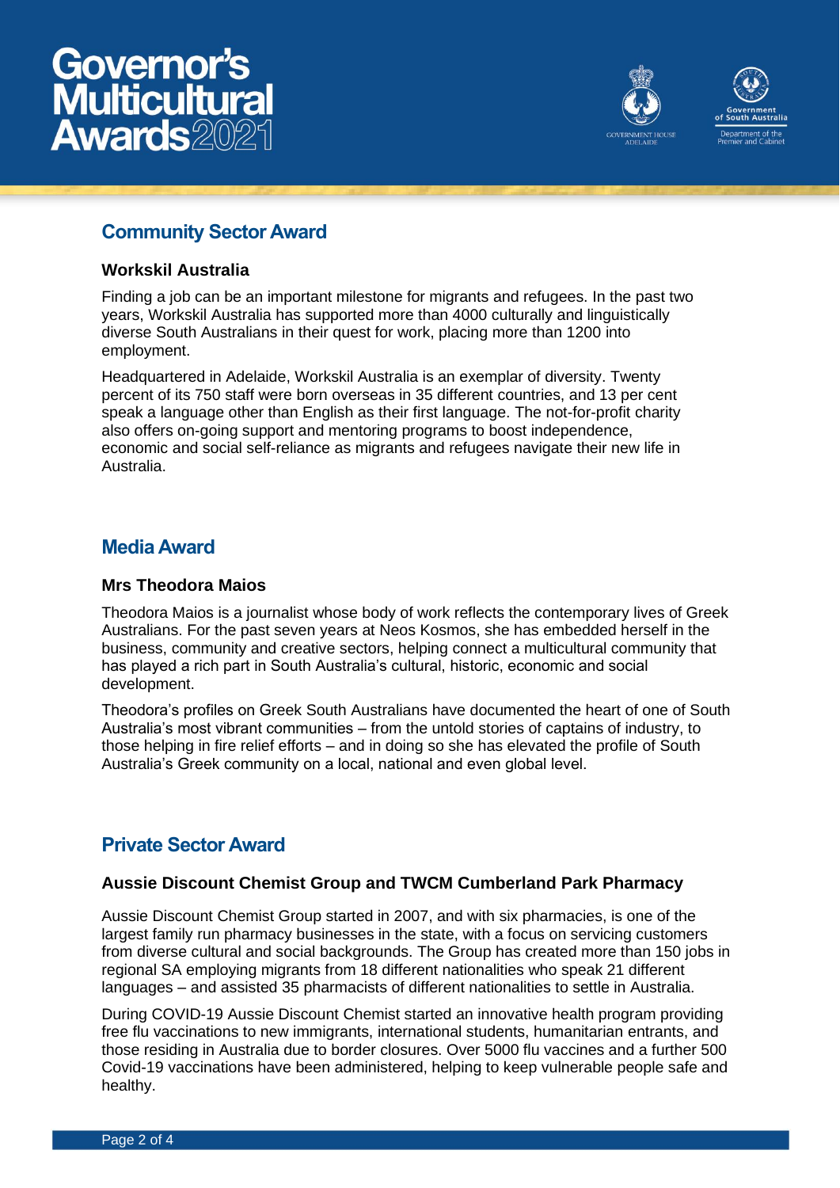## Community Sector Award

### Workskil Australia

Finding a job can be an important milestone for migrants and refugees. In the past two years, Workskil Australia has supported more than 4000 culturally and linguistically diverse South Australians in their quest for work, placing more than 1200 into employment.

Headquartered in Adelaide, Workskil Australia is an exemplar of diversity. Twenty percent of its 750 staff were born overseas in 35 different countries, and 13 per cent speak a language other than English as their first language. The not-for-profit charity also offers on-going support and mentoring programs to boost independence, economic and social self-reliance as migrants and refugees navigate their new life in Australia.

## Media Award

### Mrs Theodora Maios

Theodora Maios is a journalist whose body of work reflects the contemporary lives of Greek Australians. For the past seven years at Neos Kosmos, she has embedded herself in the business, community and creative sectors, helping connect a multicultural community that has played a rich part in South Australia's cultural, historic, economic and social development.

Theodora's profiles on Greek South Australians have documented the heart of one of South Australia's most vibrant communities – from the untold stories of captains of industry, to those helping in fire relief efforts – and in doing so she has elevated the profile of South Australia's Greek community on a local, national and even global level.

## Private Sector Award

### Aussie Discount Chemist Group and TWCM Cumberland Park Pharmacy

Aussie Discount Chemist Group started in 2007, and with six pharmacies, is one of the largest family run pharmacy businesses in the state, with a focus on servicing customers from diverse cultural and social backgrounds. The Group has created more than 150 jobs in regional SA employing migrants from 18 different nationalities who speak 21 different languages – and assisted 35 pharmacists of different nationalities to settle in Australia.

During COVID-19 Aussie Discount Chemist started an innovative health program providing free flu vaccinations to new immigrants, international students, humanitarian entrants, and those residing in Australia due to border closures. Over 5000 flu vaccines and a further 500 Covid-19 vaccinations have been administered, helping to keep vulnerable people safe and healthy.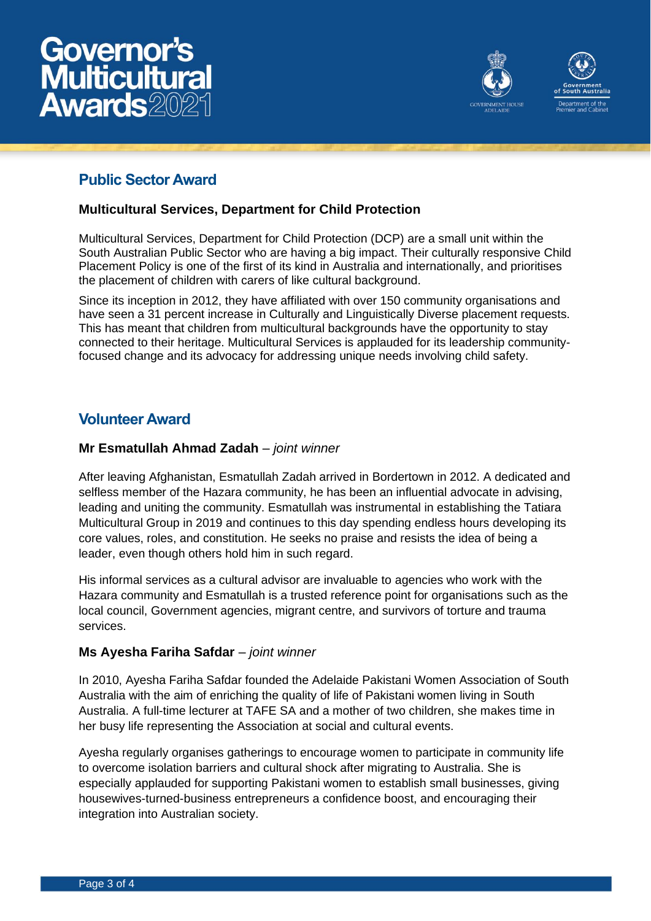## Public Sector Award

**Multicultural Services, Department for Child Protection**

Multicultural Services, Department for Child Protection (DCP) are a small unit within the South Australian Public Sector who are having a big impact. Their culturally responsive Child Placement Policy is one of the first of its kind in Australia and internationally, and prioritises the placement of children with carers of like cultural background.

Since its inception in 2012, they have affiliated with over 150 community organisations and have seen a 31 percent increase in Culturally and Linguistically Diverse placement requests. This has meant that children from multicultural backgrounds have the opportunity to stay connected to their heritage. Multicultural Services is applauded for its leadership community-focused change and its advocacy for addressing unique needs involving child safety.

## Volunteer Award

**Mr Esmatullah Ahmad Zadah** – *joint winner*

After leaving Afghanistan, Esmatullah Zadah arrived in Bordertown in 2012. A dedicated and selfless member of the Hazara community, he has been an influential advocate in advising, leading and uniting the community. Esmatullah was instrumental in establishing the Tatiara Multicultural Group in 2019 and continues to this day spending endless hours developing its core values, roles, and constitution. He seeks no praise and resists the idea of being a leader, even though others hold him in such regard.

His informal services as a cultural advisor are invaluable to agencies who work with the Hazara community and Esmatullah is a trusted reference point for organisations such as the local council, Government agencies, migrant centre, and survivors of torture and trauma services.

**Ms Ayesha Fariha Safdar** – *joint winner*

In 2010, Ayesha Fariha Safdar founded the Adelaide Pakistani Women Association of South Australia with the aim of enriching the quality of life of Pakistani women living in South Australia. A full-time lecturer at TAFE SA and a mother of two children, she makes time in her busy life representing the Association at social and cultural events.

Ayesha regularly organises gatherings to encourage women to participate in community life to overcome isolation barriers and cultural shock after migrating to Australia. She is especially applauded for supporting Pakistani women to establish small businesses, giving housewives-turned-business entrepreneurs a confidence boost, and encouraging their integration into Australian society.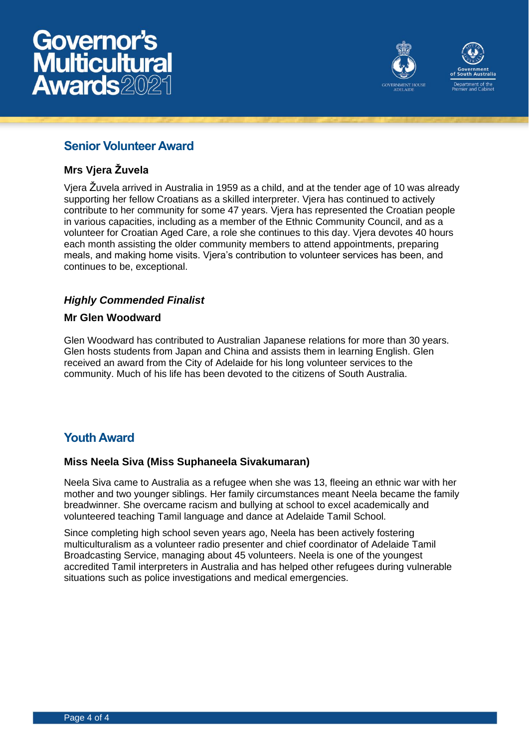## Senior Volunteer Award

### Mrs Vjera Žuvela

Vjera Žuvela arrived in Australia in 1959 as a child, and at the tender age of 10 was already supporting her fellow Croatians as a skilled interpreter. Vjera has continued to actively contribute to her community for some 47 years. Vjera has represented the Croatian people in various capacities, including as a member of the Ethnic Community Council, and as a volunteer for Croatian Aged Care, a role she continues to this day. Vjera devotes 40 hours each month assisting the older community members to attend appointments, preparing meals, and making home visits. Vjera's contribution to volunteer services has been, and continues to be, exceptional.

***Highly Commended Finalist***

### Mr Glen Woodward

Glen Woodward has contributed to Australian Japanese relations for more than 30 years. Glen hosts students from Japan and China and assists them in learning English. Glen received an award from the City of Adelaide for his long volunteer services to the community. Much of his life has been devoted to the citizens of South Australia.

## Youth Award

### Miss Neela Siva (Miss Suphaneela Sivakumaran)

Neela Siva came to Australia as a refugee when she was 13, fleeing an ethnic war with her mother and two younger siblings. Her family circumstances meant Neela became the family breadwinner. She overcame racism and bullying at school to excel academically and volunteered teaching Tamil language and dance at Adelaide Tamil School.

Since completing high school seven years ago, Neela has been actively fostering multiculturalism as a volunteer radio presenter and chief coordinator of Adelaide Tamil Broadcasting Service, managing about 45 volunteers. Neela is one of the youngest accredited Tamil interpreters in Australia and has helped other refugees during vulnerable situations such as police investigations and medical emergencies.